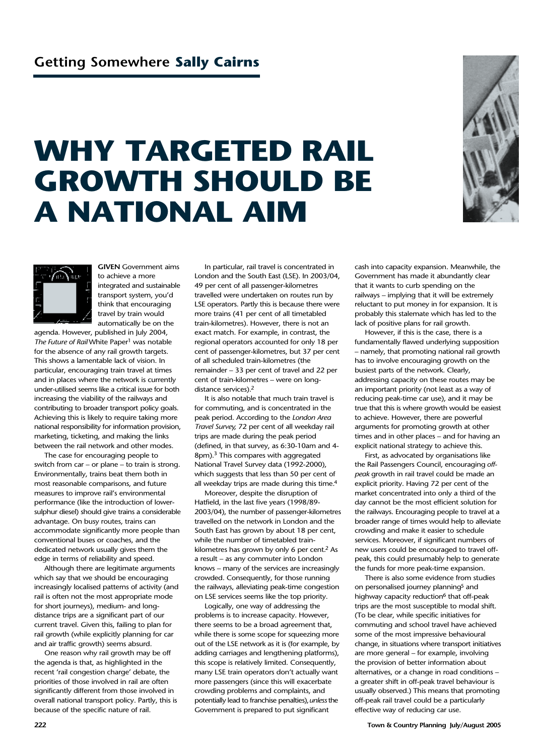## Getting Somewhere **Sally Cairns**

# WHY TARGETED RAIL GROWTH SHOULD BE A NATIONAL AIM

**GIVEN** Government aims to achieve a more integrated and sustainable transport system, you'd think that encouraging travel by train would automatically be on the agenda. However, published in July 2004, *The Future of Rail* White Paper[1] was notable for the absence of any rail growth targets. This shows a lamentable lack of vision. In particular, encouraging train travel at times and in places where the network is currently under-utilised seems like a critical issue for both increasing the viability of the railways and contributing to broader transport policy goals. Achieving this is likely to require taking more national responsibility for information provision, marketing, ticketing, and making the links between the rail network and other modes.

The case for encouraging people to switch from car – or plane – to train is strong. Environmentally, trains beat them both in most reasonable comparisons, and future measures to improve rail's environmental performance (like the introduction of lower-sulphur diesel) should give trains a considerable advantage. On busy routes, trains can accommodate significantly more people than conventional buses or coaches, and the dedicated network usually gives them the edge in terms of reliability and speed.

Although there are legitimate arguments which say that we should be encouraging increasingly localised patterns of activity (and rail is often not the most appropriate mode for short journeys), medium- and long-distance trips are a significant part of our current travel. Given this, failing to plan for rail growth (while explicitly planning for car and air traffic growth) seems absurd.

One reason why rail growth may be off the agenda is that, as highlighted in the recent 'rail congestion charge' debate, the priorities of those involved in rail are often significantly different from those involved in overall national transport policy. Partly, this is because of the specific nature of rail.

In particular, rail travel is concentrated in London and the South East (LSE). In 2003/04, 49 per cent of all passenger-kilometres travelled were undertaken on routes run by LSE operators. Partly this is because there were more trains (41 per cent of all timetabled train-kilometres). However, there is not an exact match. For example, in contrast, the regional operators accounted for only 18 per cent of passenger-kilometres, but 37 per cent of all scheduled train-kilometres (the remainder – 33 per cent of travel and 22 per cent of train-kilometres – were on long-distance services).[2]

It is also notable that much train travel is for commuting, and is concentrated in the peak period. According to the *London Area Travel Survey*, 72 per cent of all weekday rail trips are made during the peak period (defined, in that survey, as 6:30-10am and 4-8pm).[3] This compares with aggregated National Travel Survey data (1992-2000), which suggests that less than 50 per cent of all weekday trips are made during this time.[4]

Moreover, despite the disruption of Hatfield, in the last five years (1998/89-2003/04), the number of passenger-kilometres travelled on the network in London and the South East has grown by about 18 per cent, while the number of timetabled train-kilometres has grown by only 6 per cent.[2] As a result – as any commuter into London knows – many of the services are increasingly crowded. Consequently, for those running the railways, alleviating peak-time congestion on LSE services seems like the top priority.

Logically, one way of addressing the problems is to increase capacity. However, there seems to be a broad agreement that, while there is some scope for squeezing more out of the LSE network as it is (for example, by adding carriages and lengthening platforms), this scope is relatively limited. Consequently, many LSE train operators don't actually want more passengers (since this will exacerbate crowding problems and complaints, and potentially lead to franchise penalties), *unless* the Government is prepared to put significant cash into capacity expansion. Meanwhile, the Government has made it abundantly clear that it wants to curb spending on the railways – implying that it will be extremely reluctant to put money in for expansion. It is probably this stalemate which has led to the lack of positive plans for rail growth.

However, if this is the case, there is a fundamentally flawed underlying supposition – namely, that promoting national rail growth has to involve encouraging growth on the busiest parts of the network. Clearly, addressing capacity on these routes may be an important priority (not least as a way of reducing peak-time car use), and it may be true that this is where growth would be easiest to achieve. However, there are powerful arguments for promoting growth at other times and in other places – and for having an explicit national strategy to achieve this.

First, as advocated by organisations like the Rail Passengers Council, encouraging *off-peak* growth in rail travel could be made an explicit priority. Having 72 per cent of the market concentrated into only a third of the day cannot be the most efficient solution for the railways. Encouraging people to travel at a broader range of times would help to alleviate crowding and make it easier to schedule services. Moreover, if significant numbers of new users could be encouraged to travel off-peak, this could presumably help to generate the funds for more peak-time expansion.

There is also some evidence from studies on personalised journey planning[5] and highway capacity reduction[6] that off-peak trips are the most susceptible to modal shift. (To be clear, while specific initiatives for commuting and school travel have achieved some of the most impressive behavioural change, in situations where transport initiatives are more general – for example, involving the provision of better information about alternatives, or a change in road conditions – a greater shift in off-peak travel behaviour is usually observed.) This means that promoting off-peak rail travel could be a particularly effective way of reducing car use.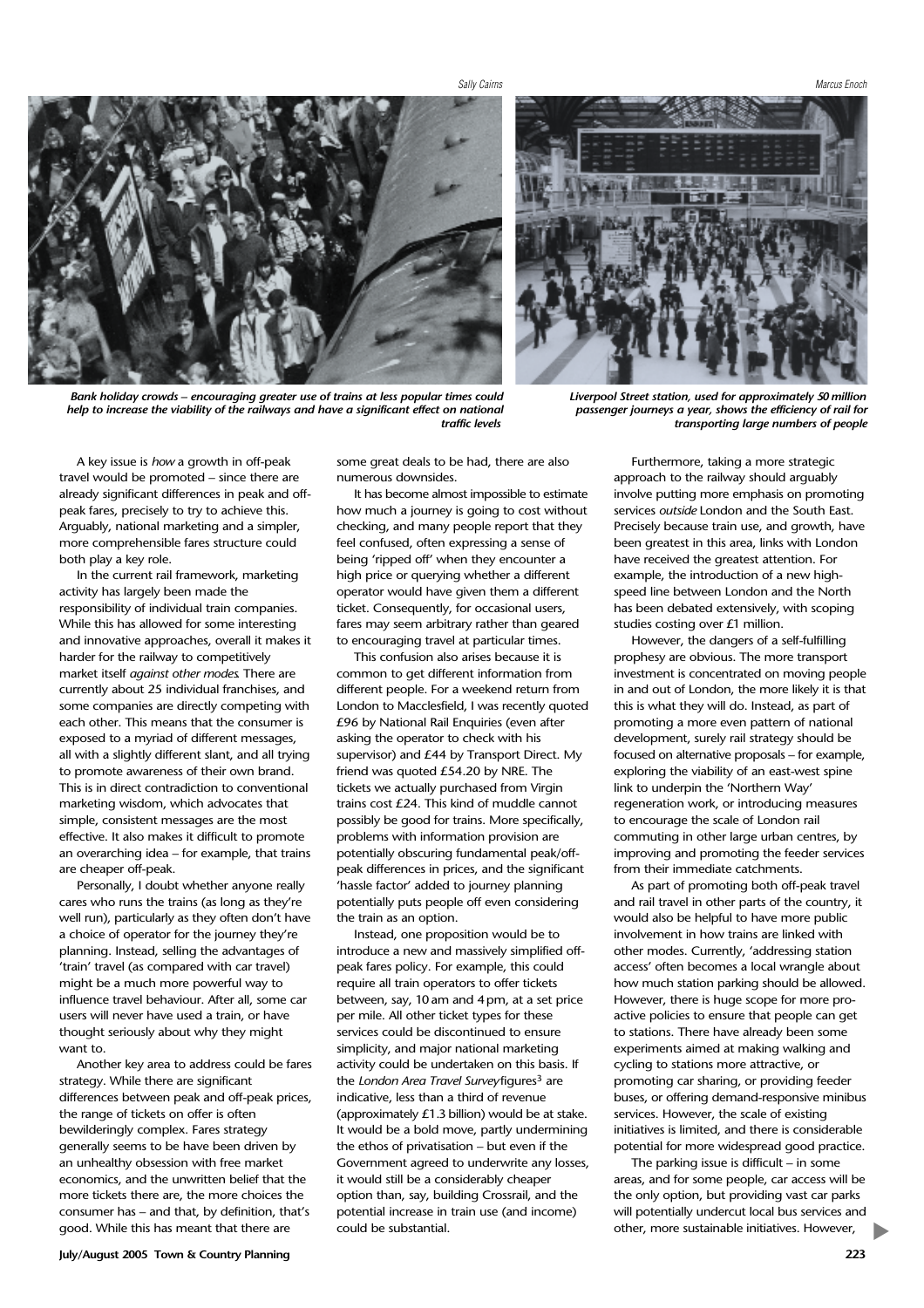Sally Cairns

Marcus Enoch

***Bank holiday crowds – encouraging greater use of trains at less popular times could help to increase the viability of the railways and have a significant effect on national traffic levels***

***Liverpool Street station, used for approximately 50 million passenger journeys a year, shows the efficiency of rail for transporting large numbers of people***

A key issue is *how* a growth in off-peak travel would be promoted – since there are already significant differences in peak and off-peak fares, precisely to try to achieve this. Arguably, national marketing and a simpler, more comprehensible fares structure could both play a key role.

In the current rail framework, marketing activity has largely been made the responsibility of individual train companies. While this has allowed for some interesting and innovative approaches, overall it makes it harder for the railway to competitively market itself *against other modes*. There are currently about 25 individual franchises, and some companies are directly competing with each other. This means that the consumer is exposed to a myriad of different messages, all with a slightly different slant, and all trying to promote awareness of their own brand. This is in direct contradiction to conventional marketing wisdom, which advocates that simple, consistent messages are the most effective. It also makes it difficult to promote an overarching idea – for example, that trains are cheaper off-peak.

Personally, I doubt whether anyone really cares who runs the trains (as long as they're well run), particularly as they often don't have a choice of operator for the journey they're planning. Instead, selling the advantages of 'train' travel (as compared with car travel) might be a much more powerful way to influence travel behaviour. After all, some car users will never have used a train, or have thought seriously about why they might want to.

Another key area to address could be fares strategy. While there are significant differences between peak and off-peak prices, the range of tickets on offer is often bewilderingly complex. Fares strategy generally seems to be have been driven by an unhealthy obsession with free market economics, and the unwritten belief that the more tickets there are, the more choices the consumer has – and that, by definition, that's good. While this has meant that there are some great deals to be had, there are also numerous downsides.

It has become almost impossible to estimate how much a journey is going to cost without checking, and many people report that they feel confused, often expressing a sense of being 'ripped off' when they encounter a high price or querying whether a different operator would have given them a different ticket. Consequently, for occasional users, fares may seem arbitrary rather than geared to encouraging travel at particular times.

This confusion also arises because it is common to get different information from different people. For a weekend return from London to Macclesfield, I was recently quoted £96 by National Rail Enquiries (even after asking the operator to check with his supervisor) and £44 by Transport Direct. My friend was quoted £54.20 by NRE. The tickets we actually purchased from Virgin trains cost £24. This kind of muddle cannot possibly be good for trains. More specifically, problems with information provision are potentially obscuring fundamental peak/off-peak differences in prices, and the significant 'hassle factor' added to journey planning potentially puts people off even considering the train as an option.

Instead, one proposition would be to introduce a new and massively simplified off-peak fares policy. For example, this could require all train operators to offer tickets between, say, 10 am and 4 pm, at a set price per mile. All other ticket types for these services could be discontinued to ensure simplicity, and major national marketing activity could be undertaken on this basis. If the *London Area Travel Survey* figures[3] are indicative, less than a third of revenue (approximately £1.3 billion) would be at stake. It would be a bold move, partly undermining the ethos of privatisation – but even if the Government agreed to underwrite any losses, it would still be a considerably cheaper option than, say, building Crossrail, and the potential increase in train use (and income) could be substantial.

Furthermore, taking a more strategic approach to the railway should arguably involve putting more emphasis on promoting services *outside* London and the South East. Precisely because train use, and growth, have been greatest in this area, links with London have received the greatest attention. For example, the introduction of a new high-speed line between London and the North has been debated extensively, with scoping studies costing over £1 million.

However, the dangers of a self-fulfilling prophesy are obvious. The more transport investment is concentrated on moving people in and out of London, the more likely it is that this is what they will do. Instead, as part of promoting a more even pattern of national development, surely rail strategy should be focused on alternative proposals – for example, exploring the viability of an east-west spine link to underpin the 'Northern Way' regeneration work, or introducing measures to encourage the scale of London rail commuting in other large urban centres, by improving and promoting the feeder services from their immediate catchments.

As part of promoting both off-peak travel and rail travel in other parts of the country, it would also be helpful to have more public involvement in how trains are linked with other modes. Currently, 'addressing station access' often becomes a local wrangle about how much station parking should be allowed. However, there is huge scope for more pro-active policies to ensure that people can get to stations. There have already been some experiments aimed at making walking and cycling to stations more attractive, or promoting car sharing, or promoting feeder buses, or offering demand-responsive minibus services. However, the scale of existing initiatives is limited, and there is considerable potential for more widespread good practice.

The parking issue is difficult – in some areas, and for some people, car access will be the only option, but providing vast car parks will potentially undercut local bus services and other, more sustainable initiatives. However,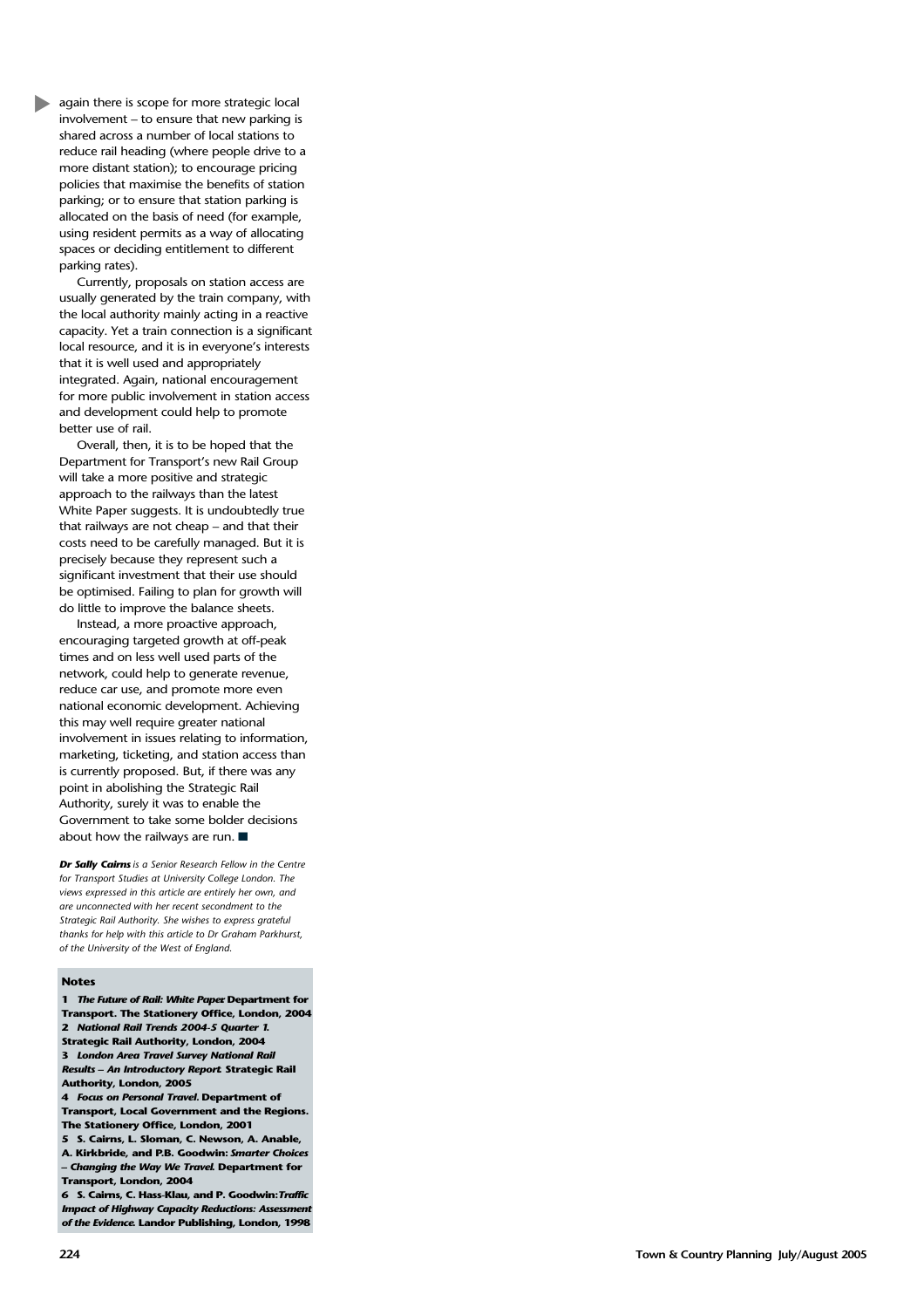again there is scope for more strategic local involvement – to ensure that new parking is shared across a number of local stations to reduce rail heading (where people drive to a more distant station); to encourage pricing policies that maximise the benefits of station parking; or to ensure that station parking is allocated on the basis of need (for example, using resident permits as a way of allocating spaces or deciding entitlement to different parking rates).

Currently, proposals on station access are usually generated by the train company, with the local authority mainly acting in a reactive capacity. Yet a train connection is a significant local resource, and it is in everyone's interests that it is well used and appropriately integrated. Again, national encouragement for more public involvement in station access and development could help to promote better use of rail.

Overall, then, it is to be hoped that the Department for Transport's new Rail Group will take a more positive and strategic approach to the railways than the latest White Paper suggests. It is undoubtedly true that railways are not cheap – and that their costs need to be carefully managed. But it is precisely because they represent such a significant investment that their use should be optimised. Failing to plan for growth will do little to improve the balance sheets.

Instead, a more proactive approach, encouraging targeted growth at off-peak times and on less well used parts of the network, could help to generate revenue, reduce car use, and promote more even national economic development. Achieving this may well require greater national involvement in issues relating to information, marketing, ticketing, and station access than is currently proposed. But, if there was any point in abolishing the Strategic Rail Authority, surely it was to enable the Government to take some bolder decisions about how the railways are run. ■

***Dr Sally Cairns*** *is a Senior Research Fellow in the Centre for Transport Studies at University College London. The views expressed in this article are entirely her own, and are unconnected with her recent secondment to the Strategic Rail Authority. She wishes to express grateful thanks for help with this article to Dr Graham Parkhurst, of the University of the West of England.*

**Notes**

**1** ***The Future of Rail: White Paper.*** **Department for Transport. The Stationery Office, London, 2004**
**2** ***National Rail Trends 2004-5 Quarter 1.*** **Strategic Rail Authority, London, 2004**
**3** ***London Area Travel Survey National Rail Results – An Introductory Report.*** **Strategic Rail Authority, London, 2005**
**4** ***Focus on Personal Travel.*** **Department of Transport, Local Government and the Regions. The Stationery Office, London, 2001**
**5** **S. Cairns, L. Sloman, C. Newson, A. Anable, A. Kirkbride, and P.B. Goodwin:** ***Smarter Choices – Changing the Way We Travel.*** **Department for Transport, London, 2004**
**6** **S. Cairns, C. Hass-Klau, and P. Goodwin:** ***Traffic Impact of Highway Capacity Reductions: Assessment of the Evidence.*** **Landor Publishing, London, 1998**